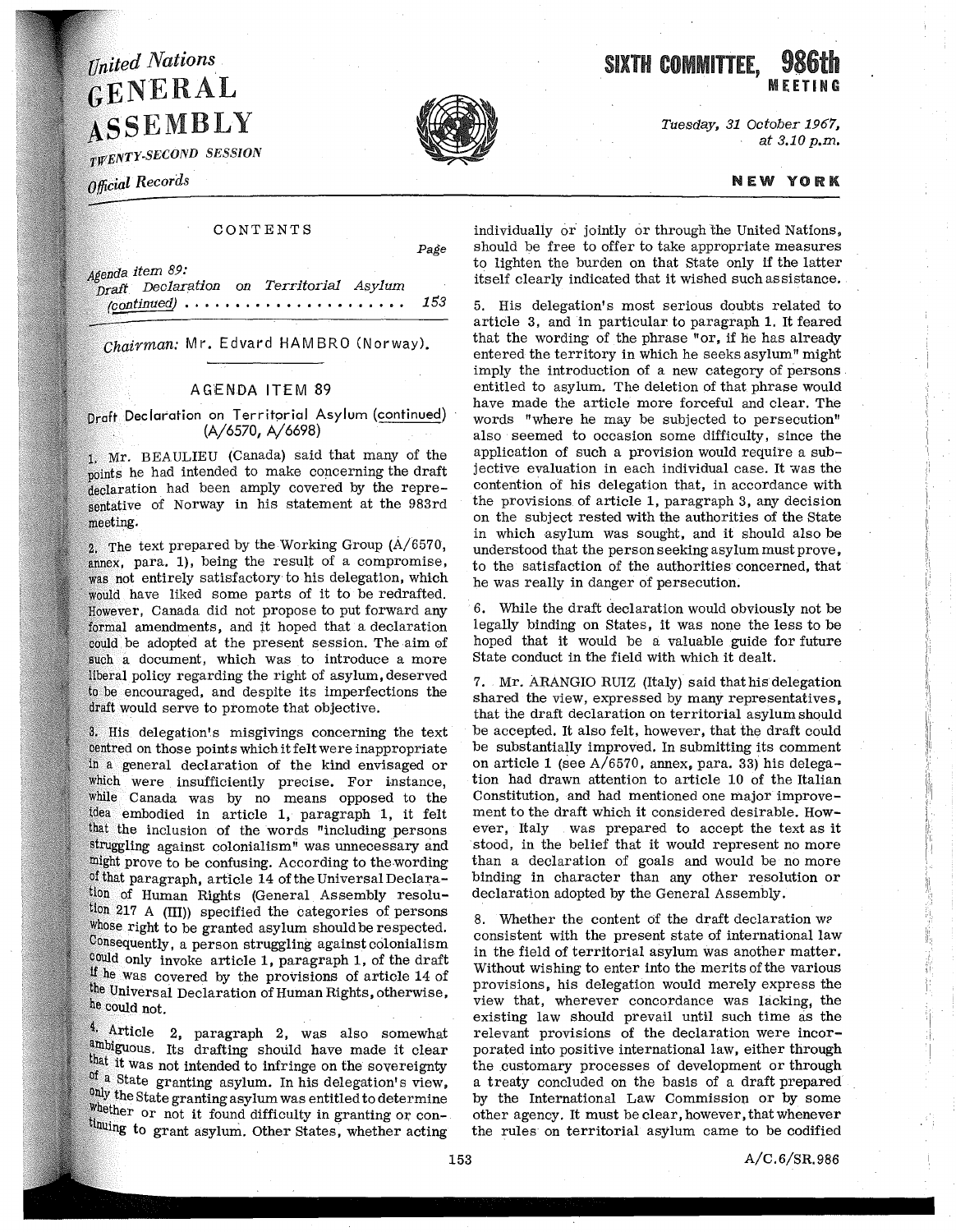# United Nations GENERAL ASSEMBLY

TWENTY-SECOND SESSION

*Official Records*

# SIXTH COMMITTEE, 986th MEETING

*Tuesday, 31 October 1967, at 3.10 p.m.*

**NEW YORK**

CONTENTS

| | Page |
|---|---|
| *Agenda item 89:* | |
| *Draft Declaration on Territorial Asylum (continued)* | 153 |

*Chairman:* Mr. Edvard HAMBRO (Norway).

## AGENDA ITEM 89

### Draft Declaration on Territorial Asylum (continued) (A/6570, A/6698)

1. Mr. BEAULIEU (Canada) said that many of the points he had intended to make concerning the draft declaration had been amply covered by the representative of Norway in his statement at the 983rd meeting.

2. The text prepared by the Working Group (A/6570, annex, para. 1), being the result of a compromise, was not entirely satisfactory to his delegation, which would have liked some parts of it to be redrafted. However, Canada did not propose to put forward any formal amendments, and it hoped that a declaration could be adopted at the present session. The aim of such a document, which was to introduce a more liberal policy regarding the right of asylum, deserved to be encouraged, and despite its imperfections the draft would serve to promote that objective.

3. His delegation's misgivings concerning the text centred on those points which it felt were inappropriate in a general declaration of the kind envisaged or which were insufficiently precise. For instance, while Canada was by no means opposed to the idea embodied in article 1, paragraph 1, it felt that the inclusion of the words "including persons struggling against colonialism" was unnecessary and might prove to be confusing. According to the wording of that paragraph, article 14 of the Universal Declaration of Human Rights (General Assembly resolution 217 A (III)) specified the categories of persons whose right to be granted asylum should be respected. Consequently, a person struggling against colonialism could only invoke article 1, paragraph 1, of the draft if he was covered by the provisions of article 14 of the Universal Declaration of Human Rights, otherwise, he could not.

4. Article 2, paragraph 2, was also somewhat ambiguous. Its drafting should have made it clear that it was not intended to infringe on the sovereignty of a State granting asylum. In his delegation's view, only the State granting asylum was entitled to determine whether or not it found difficulty in granting or continuing to grant asylum. Other States, whether acting individually or jointly or through the United Nations, should be free to offer to take appropriate measures to lighten the burden on that State only if the latter itself clearly indicated that it wished such assistance.

5. His delegation's most serious doubts related to article 3, and in particular to paragraph 1. It feared that the wording of the phrase "or, if he has already entered the territory in which he seeks asylum" might imply the introduction of a new category of persons entitled to asylum. The deletion of that phrase would have made the article more forceful and clear. The words "where he may be subjected to persecution" also seemed to occasion some difficulty, since the application of such a provision would require a subjective evaluation in each individual case. It was the contention of his delegation that, in accordance with the provisions of article 1, paragraph 3, any decision on the subject rested with the authorities of the State in which asylum was sought, and it should also be understood that the person seeking asylum must prove, to the satisfaction of the authorities concerned, that he was really in danger of persecution.

6. While the draft declaration would obviously not be legally binding on States, it was none the less to be hoped that it would be a valuable guide for future State conduct in the field with which it dealt.

7. Mr. ARANGIO RUIZ (Italy) said that his delegation shared the view, expressed by many representatives, that the draft declaration on territorial asylum should be accepted. It also felt, however, that the draft could be substantially improved. In submitting its comment on article 1 (see A/6570, annex, para. 33) his delegation had drawn attention to article 10 of the Italian Constitution, and had mentioned one major improvement to the draft which it considered desirable. However, Italy was prepared to accept the text as it stood, in the belief that it would represent no more than a declaration of goals and would be no more binding in character than any other resolution or declaration adopted by the General Assembly.

8. Whether the content of the draft declaration was consistent with the present state of international law in the field of territorial asylum was another matter. Without wishing to enter into the merits of the various provisions, his delegation would merely express the view that, wherever concordance was lacking, the existing law should prevail until such time as the relevant provisions of the declaration were incorporated into positive international law, either through the customary processes of development or through a treaty concluded on the basis of a draft prepared by the International Law Commission or by some other agency. It must be clear, however, that whenever the rules on territorial asylum came to be codified

A/C.6/SR.986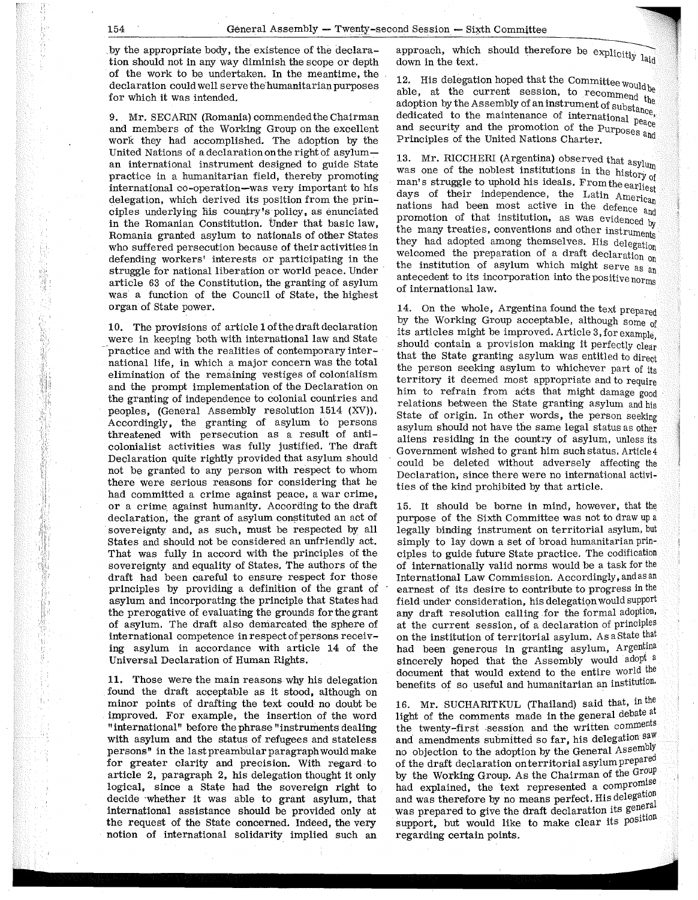by the appropriate body, the existence of the declaration should not in any way diminish the scope or depth of the work to be undertaken. In the meantime, the declaration could well serve the humanitarian purposes for which it was intended.

9. Mr. SECARIN (Romania) commended the Chairman and members of the Working Group on the excellent work they had accomplished. The adoption by the United Nations of a declaration on the right of asylum—an international instrument designed to guide State practice in a humanitarian field, thereby promoting international co-operation—was very important to his delegation, which derived its position from the principles underlying his country's policy, as enunciated in the Romanian Constitution. Under that basic law, Romania granted asylum to nationals of other States who suffered persecution because of their activities in defending workers' interests or participating in the struggle for national liberation or world peace. Under article 63 of the Constitution, the granting of asylum was a function of the Council of State, the highest organ of State power.

10. The provisions of article 1 of the draft declaration were in keeping both with international law and State practice and with the realities of contemporary international life, in which a major concern was the total elimination of the remaining vestiges of colonialism and the prompt implementation of the Declaration on the granting of independence to colonial countries and peoples, (General Assembly resolution 1514 (XV)). Accordingly, the granting of asylum to persons threatened with persecution as a result of anti-colonialist activities was fully justified. The draft Declaration quite rightly provided that asylum should not be granted to any person with respect to whom there were serious reasons for considering that he had committed a crime against peace, a war crime, or a crime against humanity. According to the draft declaration, the grant of asylum constituted an act of sovereignty and, as such, must be respected by all States and should not be considered an unfriendly act. That was fully in accord with the principles of the sovereignty and equality of States. The authors of the draft had been careful to ensure respect for those principles by providing a definition of the grant of asylum and incorporating the principle that States had the prerogative of evaluating the grounds for the grant of asylum. The draft also demarcated the sphere of international competence in respect of persons receiving asylum in accordance with article 14 of the Universal Declaration of Human Rights.

11. Those were the main reasons why his delegation found the draft acceptable as it stood, although on minor points of drafting the text could no doubt be improved. For example, the insertion of the word "international" before the phrase "instruments dealing with asylum and the status of refugees and stateless persons" in the last preambular paragraph would make for greater clarity and precision. With regard to article 2, paragraph 2, his delegation thought it only logical, since a State had the sovereign right to decide whether it was able to grant asylum, that international assistance should be provided only at the request of the State concerned. Indeed, the very notion of international solidarity implied such an approach, which should therefore be explicitly laid down in the text.

12. His delegation hoped that the Committee would be able, at the current session, to recommend the adoption by the Assembly of an instrument of substance, dedicated to the maintenance of international peace and security and the promotion of the Purposes and Principles of the United Nations Charter.

13. Mr. RICCHERI (Argentina) observed that asylum was one of the noblest institutions in the history of man's struggle to uphold his ideals. From the earliest days of their independence, the Latin American nations had been most active in the defence and promotion of that institution, as was evidenced by the many treaties, conventions and other instruments they had adopted among themselves. His delegation welcomed the preparation of a draft declaration on the institution of asylum which might serve as an antecedent to its incorporation into the positive norms of international law.

14. On the whole, Argentina found the text prepared by the Working Group acceptable, although some of its articles might be improved. Article 3, for example, should contain a provision making it perfectly clear that the State granting asylum was entitled to direct the person seeking asylum to whichever part of its territory it deemed most appropriate and to require him to refrain from acts that might damage good relations between the State granting asylum and his State of origin. In other words, the person seeking asylum should not have the same legal status as other aliens residing in the country of asylum, unless its Government wished to grant him such status. Article 4 could be deleted without adversely affecting the Declaration, since there were no international activities of the kind prohibited by that article.

15. It should be borne in mind, however, that the purpose of the Sixth Committee was not to draw up a legally binding instrument on territorial asylum, but simply to lay down a set of broad humanitarian principles to guide future State practice. The codification of internationally valid norms would be a task for the International Law Commission. Accordingly, and as an earnest of its desire to contribute to progress in the field under consideration, his delegation would support any draft resolution calling for the formal adoption, at the current session, of a declaration of principles on the institution of territorial asylum. As a State that had been generous in granting asylum, Argentina sincerely hoped that the Assembly would adopt a document that would extend to the entire world the benefits of so useful and humanitarian an institution.

16. Mr. SUCHARITKUL (Thailand) said that, in the light of the comments made in the general debate at the twenty-first session and the written comments and amendments submitted so far, his delegation saw no objection to the adoption by the General Assembly of the draft declaration on territorial asylum prepared by the Working Group. As the Chairman of the Group had explained, the text represented a compromise and was therefore by no means perfect. His delegation was prepared to give the draft declaration its general support, but would like to make clear its position regarding certain points.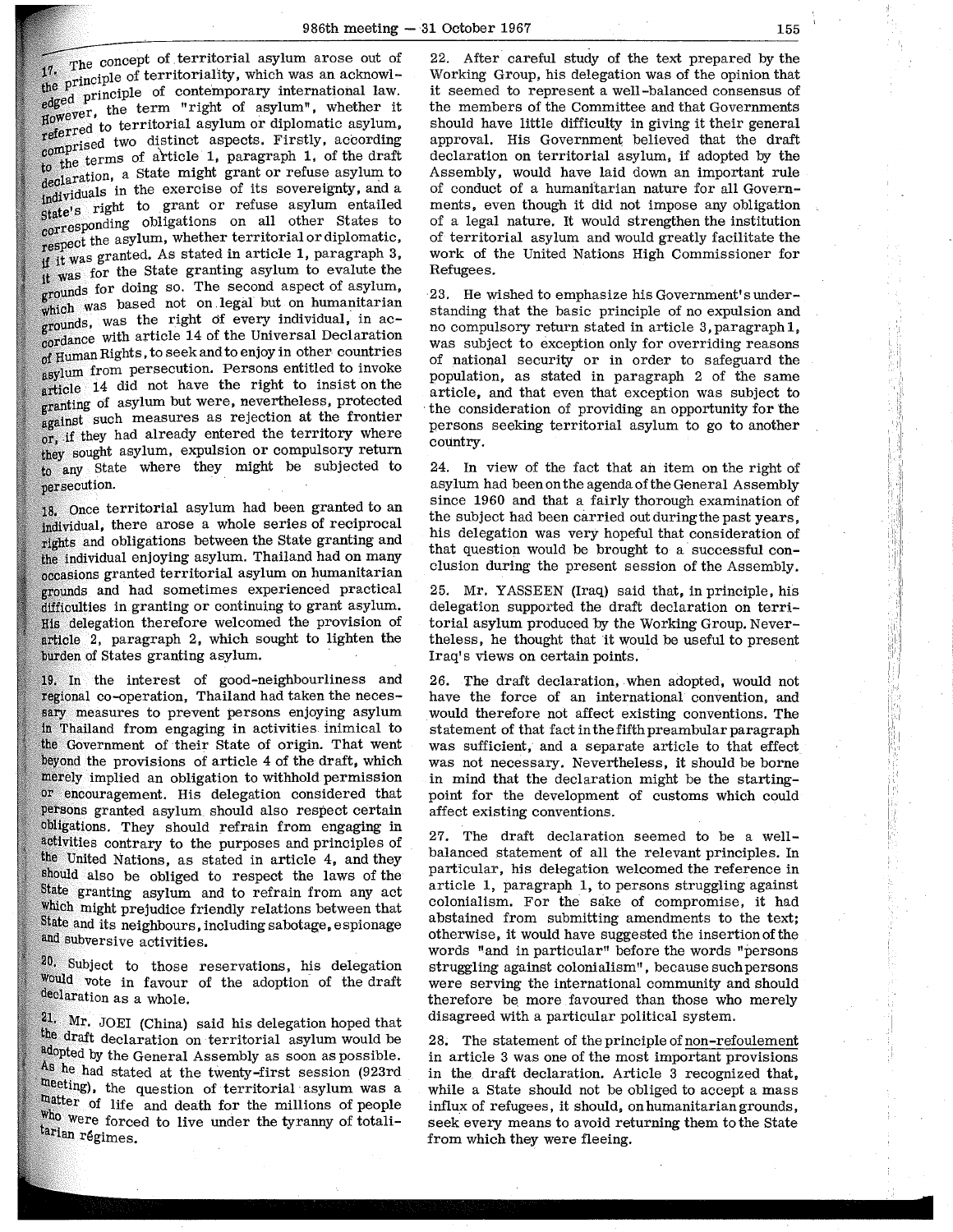17. The concept of territorial asylum arose out of the principle of territoriality, which was an acknowledged principle of contemporary international law. However, the term "right of asylum", whether it referred to territorial asylum or diplomatic asylum, comprised two distinct aspects. Firstly, according to the terms of article 1, paragraph 1, of the draft declaration, a State might grant or refuse asylum to individuals in the exercise of its sovereignty, and a State's right to grant or refuse asylum entailed corresponding obligations on all other States to respect the asylum, whether territorial or diplomatic, if it was granted. As stated in article 1, paragraph 3, it was for the State granting asylum to evalute the grounds for doing so. The second aspect of asylum, which was based not on legal but on humanitarian grounds, was the right of every individual, in accordance with article 14 of the Universal Declaration of Human Rights, to seek and to enjoy in other countries asylum from persecution. Persons entitled to invoke article 14 did not have the right to insist on the granting of asylum but were, nevertheless, protected against such measures as rejection at the frontier or, if they had already entered the territory where they sought asylum, expulsion or compulsory return to any State where they might be subjected to persecution.

18. Once territorial asylum had been granted to an individual, there arose a whole series of reciprocal rights and obligations between the State granting and the individual enjoying asylum. Thailand had on many occasions granted territorial asylum on humanitarian grounds and had sometimes experienced practical difficulties in granting or continuing to grant asylum. His delegation therefore welcomed the provision of article 2, paragraph 2, which sought to lighten the burden of States granting asylum.

19. In the interest of good-neighbourliness and regional co-operation, Thailand had taken the necessary measures to prevent persons enjoying asylum in Thailand from engaging in activities inimical to the Government of their State of origin. That went beyond the provisions of article 4 of the draft, which merely implied an obligation to withhold permission or encouragement. His delegation considered that persons granted asylum should also respect certain obligations. They should refrain from engaging in activities contrary to the purposes and principles of the United Nations, as stated in article 4, and they should also be obliged to respect the laws of the State granting asylum and to refrain from any act which might prejudice friendly relations between that State and its neighbours, including sabotage, espionage and subversive activities.

20. Subject to those reservations, his delegation would vote in favour of the adoption of the draft declaration as a whole.

21. Mr. JOEI (China) said his delegation hoped that the draft declaration on territorial asylum would be adopted by the General Assembly as soon as possible. As he had stated at the twenty-first session (923rd meeting), the question of territorial asylum was a matter of life and death for the millions of people who were forced to live under the tyranny of totalitarian régimes.

22. After careful study of the text prepared by the Working Group, his delegation was of the opinion that it seemed to represent a well-balanced consensus of the members of the Committee and that Governments should have little difficulty in giving it their general approval. His Government believed that the draft declaration on territorial asylum, if adopted by the Assembly, would have laid down an important rule of conduct of a humanitarian nature for all Governments, even though it did not impose any obligation of a legal nature. It would strengthen the institution of territorial asylum and would greatly facilitate the work of the United Nations High Commissioner for Refugees.

23. He wished to emphasize his Government's understanding that the basic principle of no expulsion and no compulsory return stated in article 3, paragraph 1, was subject to exception only for overriding reasons of national security or in order to safeguard the population, as stated in paragraph 2 of the same article, and that even that exception was subject to the consideration of providing an opportunity for the persons seeking territorial asylum to go to another country.

24. In view of the fact that an item on the right of asylum had been on the agenda of the General Assembly since 1960 and that a fairly thorough examination of the subject had been carried out during the past years, his delegation was very hopeful that consideration of that question would be brought to a successful conclusion during the present session of the Assembly.

25. Mr. YASSEEN (Iraq) said that, in principle, his delegation supported the draft declaration on territorial asylum produced by the Working Group. Nevertheless, he thought that it would be useful to present Iraq's views on certain points.

26. The draft declaration, when adopted, would not have the force of an international convention, and would therefore not affect existing conventions. The statement of that fact in the fifth preambular paragraph was sufficient, and a separate article to that effect was not necessary. Nevertheless, it should be borne in mind that the declaration might be the starting-point for the development of customs which could affect existing conventions.

27. The draft declaration seemed to be a well-balanced statement of all the relevant principles. In particular, his delegation welcomed the reference in article 1, paragraph 1, to persons struggling against colonialism. For the sake of compromise, it had abstained from submitting amendments to the text; otherwise, it would have suggested the insertion of the words "and in particular" before the words "persons struggling against colonialism", because such persons were serving the international community and should therefore be more favoured than those who merely disagreed with a particular political system.

28. The statement of the principle of non-refoulement in article 3 was one of the most important provisions in the draft declaration. Article 3 recognized that, while a State should not be obliged to accept a mass influx of refugees, it should, on humanitarian grounds, seek every means to avoid returning them to the State from which they were fleeing.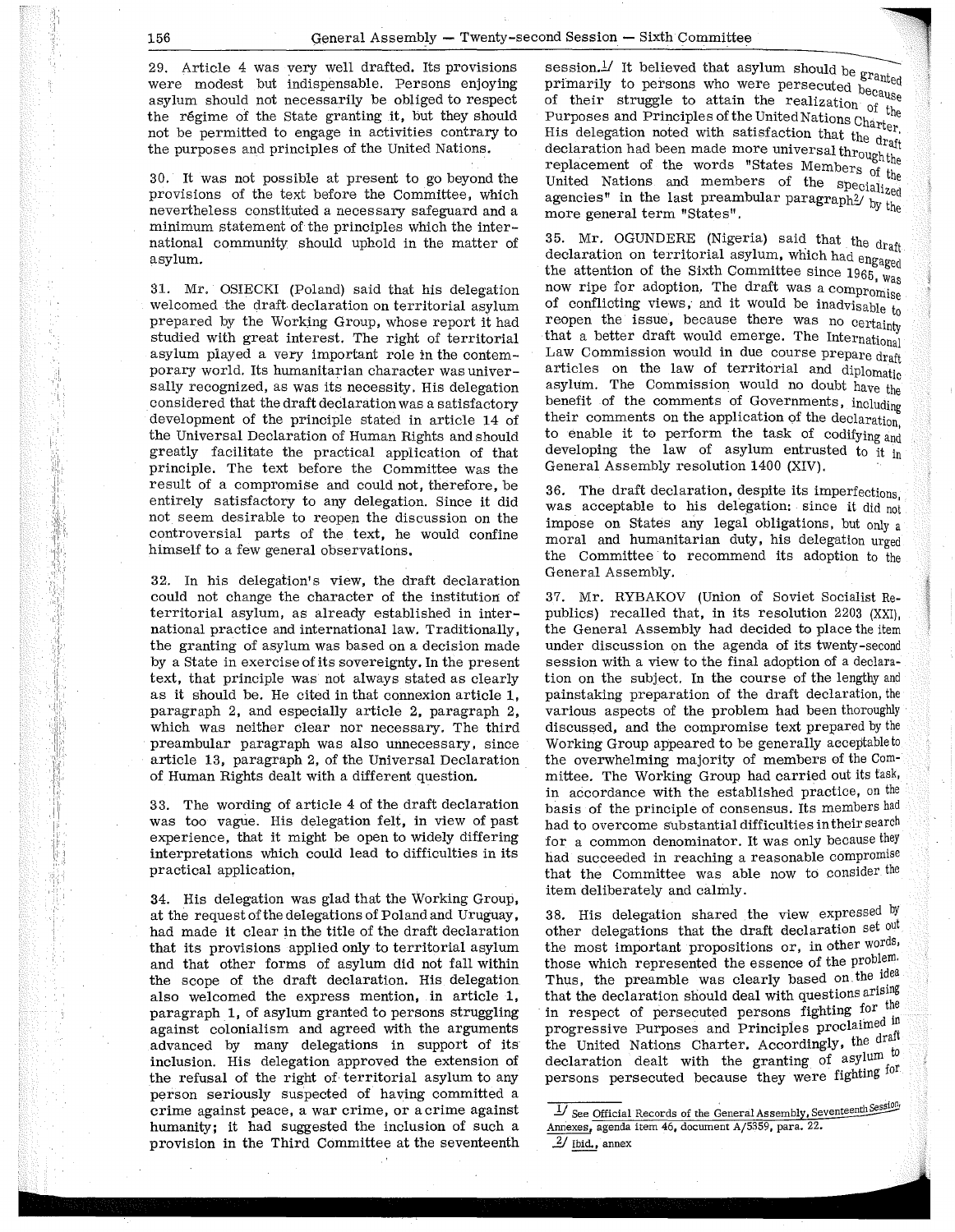29. Article 4 was very well drafted. Its provisions were modest but indispensable. Persons enjoying asylum should not necessarily be obliged to respect the régime of the State granting it, but they should not be permitted to engage in activities contrary to the purposes and principles of the United Nations.

30. It was not possible at present to go beyond the provisions of the text before the Committee, which nevertheless constituted a necessary safeguard and a minimum statement of the principles which the international community should uphold in the matter of asylum.

31. Mr. OSIECKI (Poland) said that his delegation welcomed the draft declaration on territorial asylum prepared by the Working Group, whose report it had studied with great interest. The right of territorial asylum played a very important role in the contemporary world. Its humanitarian character was universally recognized, as was its necessity. His delegation considered that the draft declaration was a satisfactory development of the principle stated in article 14 of the Universal Declaration of Human Rights and should greatly facilitate the practical application of that principle. The text before the Committee was the result of a compromise and could not, therefore, be entirely satisfactory to any delegation. Since it did not seem desirable to reopen the discussion on the controversial parts of the text, he would confine himself to a few general observations.

32. In his delegation's view, the draft declaration could not change the character of the institution of territorial asylum, as already established in international practice and international law. Traditionally, the granting of asylum was based on a decision made by a State in exercise of its sovereignty. In the present text, that principle was not always stated as clearly as it should be. He cited in that connexion article 1, paragraph 2, and especially article 2, paragraph 2, which was neither clear nor necessary. The third preambular paragraph was also unnecessary, since article 13, paragraph 2, of the Universal Declaration of Human Rights dealt with a different question.

33. The wording of article 4 of the draft declaration was too vague. His delegation felt, in view of past experience, that it might be open to widely differing interpretations which could lead to difficulties in its practical application.

34. His delegation was glad that the Working Group, at the request of the delegations of Poland and Uruguay, had made it clear in the title of the draft declaration that its provisions applied only to territorial asylum and that other forms of asylum did not fall within the scope of the draft declaration. His delegation also welcomed the express mention, in article 1, paragraph 1, of asylum granted to persons struggling against colonialism and agreed with the arguments advanced by many delegations in support of its inclusion. His delegation approved the extension of the refusal of the right of territorial asylum to any person seriously suspected of having committed a crime against peace, a war crime, or a crime against humanity; it had suggested the inclusion of such a provision in the Third Committee at the seventeenth session.[1] It believed that asylum should be granted primarily to persons who were persecuted because of their struggle to attain the realization of the Purposes and Principles of the United Nations Charter. His delegation noted with satisfaction that the draft declaration had been made more universal through the replacement of the words "States Members of the United Nations and members of the specialized agencies" in the last preambular paragraph[2] by the more general term "States".

35. Mr. OGUNDERE (Nigeria) said that the draft declaration on territorial asylum, which had engaged the attention of the Sixth Committee since 1965, was now ripe for adoption. The draft was a compromise of conflicting views, and it would be inadvisable to reopen the issue, because there was no certainty that a better draft would emerge. The International Law Commission would in due course prepare draft articles on the law of territorial and diplomatic asylum. The Commission would no doubt have the benefit of the comments of Governments, including their comments on the application of the declaration, to enable it to perform the task of codifying and developing the law of asylum entrusted to it in General Assembly resolution 1400 (XIV).

36. The draft declaration, despite its imperfections, was acceptable to his delegation: since it did not impose on States any legal obligations, but only a moral and humanitarian duty, his delegation urged the Committee to recommend its adoption to the General Assembly.

37. Mr. RYBAKOV (Union of Soviet Socialist Republics) recalled that, in its resolution 2203 (XXI), the General Assembly had decided to place the item under discussion on the agenda of its twenty-second session with a view to the final adoption of a declaration on the subject. In the course of the lengthy and painstaking preparation of the draft declaration, the various aspects of the problem had been thoroughly discussed, and the compromise text prepared by the Working Group appeared to be generally acceptable to the overwhelming majority of members of the Committee. The Working Group had carried out its task, in accordance with the established practice, on the basis of the principle of consensus. Its members had had to overcome substantial difficulties in their search for a common denominator. It was only because they had succeeded in reaching a reasonable compromise that the Committee was able now to consider the item deliberately and calmly.

38. His delegation shared the view expressed by other delegations that the draft declaration set out the most important propositions or, in other words, those which represented the essence of the problem. Thus, the preamble was clearly based on the idea that the declaration should deal with questions arising in respect of persecuted persons fighting for the progressive Purposes and Principles proclaimed in the United Nations Charter. Accordingly, the draft declaration dealt with the granting of asylum to persons persecuted because they were fighting for

---

[1] See Official Records of the General Assembly, Seventeenth Session, Annexes, agenda item 46, document A/5359, para. 22.

[2] Ibid., annex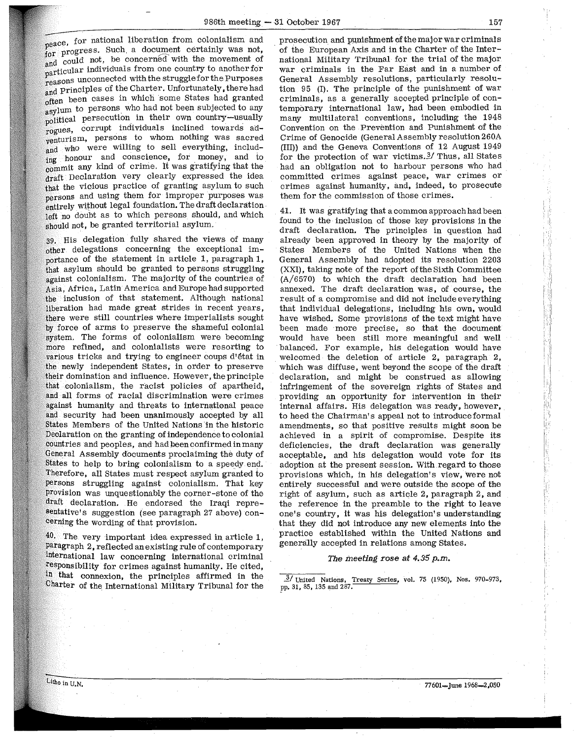peace, for national liberation from colonialism and for progress. Such a document certainly was not, and could not, be concerned with the movement of particular individuals from one country to another for reasons unconnected with the struggle for the Purposes and Principles of the Charter. Unfortunately, there had often been cases in which some States had granted asylum to persons who had not been subjected to any political persecution in their own country—usually rogues, corrupt individuals inclined towards adventurism, persons to whom nothing was sacred and who were willing to sell everything, including honour and conscience, for money, and to commit any kind of crime. It was gratifying that the draft Declaration very clearly expressed the idea that the vicious practice of granting asylum to such persons and using them for improper purposes was entirely without legal foundation. The draft declaration left no doubt as to which persons should, and which should not, be granted territorial asylum.

39. His delegation fully shared the views of many other delegations concerning the exceptional importance of the statement in article 1, paragraph 1, that asylum should be granted to persons struggling against colonialism. The majority of the countries of Asia, Africa, Latin America and Europe had supported the inclusion of that statement. Although national liberation had made great strides in recent years, there were still countries where imperialists sought by force of arms to preserve the shameful colonial system. The forms of colonialism were becoming more refined, and colonialists were resorting to various tricks and trying to engineer coups d'état in the newly independent States, in order to preserve their domination and influence. However, the principle that colonialism, the racist policies of apartheid, and all forms of racial discrimination were crimes against humanity and threats to international peace and security had been unanimously accepted by all States Members of the United Nations in the historic Declaration on the granting of independence to colonial countries and peoples, and had been confirmed in many General Assembly documents proclaiming the duty of States to help to bring colonialism to a speedy end. Therefore, all States must respect asylum granted to persons struggling against colonialism. That key provision was unquestionably the corner-stone of the draft declaration. He endorsed the Iraqi representative's suggestion (see paragraph 27 above) concerning the wording of that provision.

40. The very important idea expressed in article 1, paragraph 2, reflected an existing rule of contemporary international law concerning international criminal responsibility for crimes against humanity. He cited, in that connexion, the principles affirmed in the Charter of the International Military Tribunal for the prosecution and punishment of the major war criminals of the European Axis and in the Charter of the International Military Tribunal for the trial of the major war criminals in the Far East and in a number of General Assembly resolutions, particularly resolution 95 (I). The principle of the punishment of war criminals, as a generally accepted principle of contemporary international law, had been embodied in many multilateral conventions, including the 1948 Convention on the Prevention and Punishment of the Crime of Genocide (General Assembly resolution 260A (III)) and the Geneva Conventions of 12 August 1949 for the protection of war victims.[3] Thus, all States had an obligation not to harbour persons who had committed crimes against peace, war crimes or crimes against humanity, and, indeed, to prosecute them for the commission of those crimes.

41. It was gratifying that a common approach had been found to the inclusion of those key provisions in the draft declaration. The principles in question had already been approved in theory by the majority of States Members of the United Nations when the General Assembly had adopted its resolution 2203 (XXI), taking note of the report of the Sixth Committee (A/6570) to which the draft declaration had been annexed. The draft declaration was, of course, the result of a compromise and did not include everything that individual delegations, including his own, would have wished. Some provisions of the text might have been made more precise, so that the document would have been still more meaningful and well balanced. For example, his delegation would have welcomed the deletion of article 2, paragraph 2, which was diffuse, went beyond the scope of the draft declaration, and might be construed as allowing infringement of the sovereign rights of States and providing an opportunity for intervention in their internal affairs. His delegation was ready, however, to heed the Chairman's appeal not to introduce formal amendments, so that positive results might soon be achieved in a spirit of compromise. Despite its deficiencies, the draft declaration was generally acceptable, and his delegation would vote for its adoption at the present session. With regard to those provisions which, in his delegation's view, were not entirely successful and were outside the scope of the right of asylum, such as article 2, paragraph 2, and the reference in the preamble to the right to leave one's country, it was his delegation's understanding that they did not introduce any new elements into the practice established within the United Nations and generally accepted in relations among States.

*The meeting rose at 4.35 p.m.*

[3] United Nations, Treaty Series, vol. 75 (1950), Nos. 970-973, pp. 31, 85, 135 and 287.